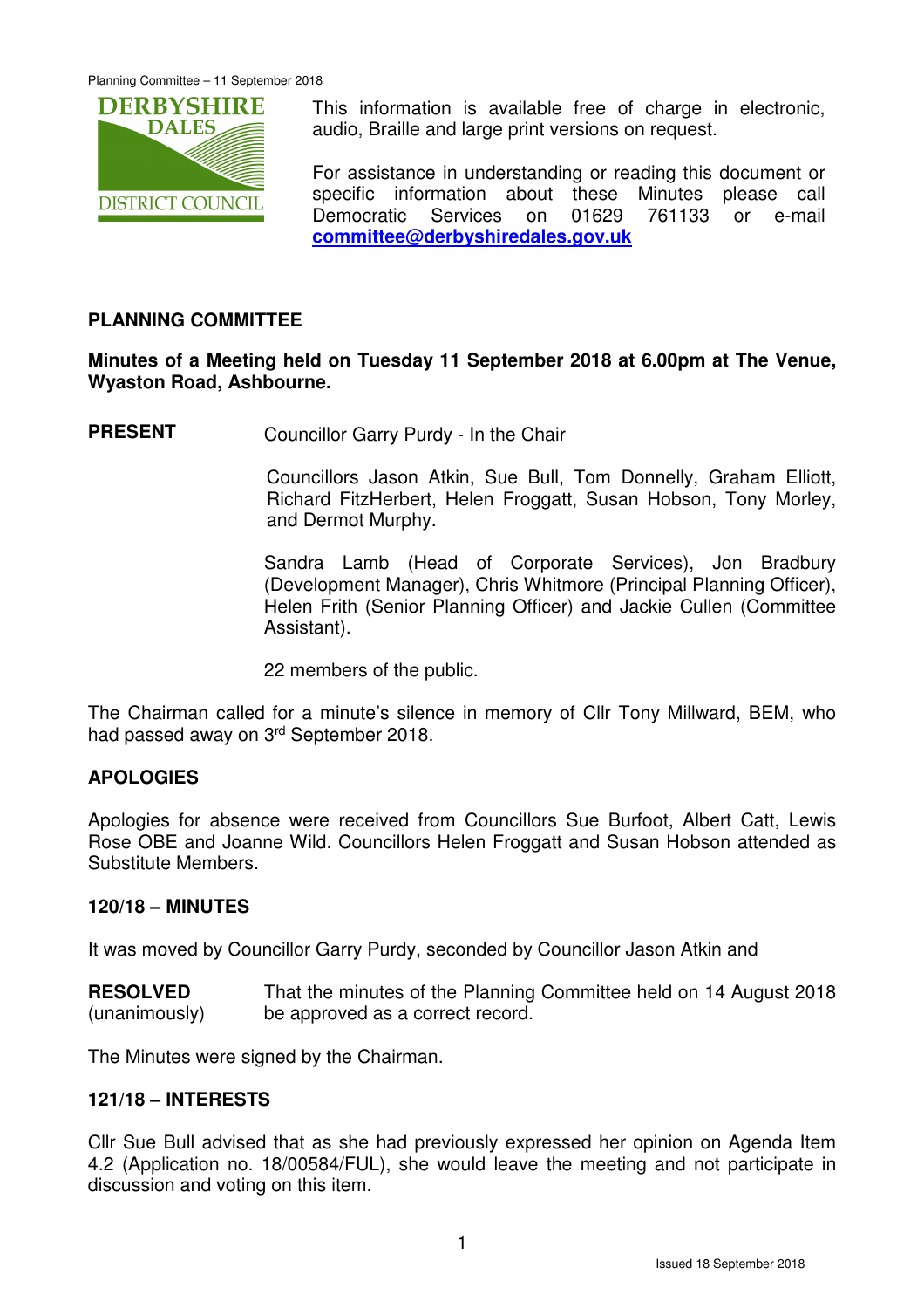This information is available free of charge in electronic, audio, Braille and large print versions on request.

For assistance in understanding or reading this document or specific information about these Minutes please call Democratic Services on 01629 761133 or e-mail **committee@derbyshiredales.gov.uk**

## PLANNING COMMITTEE

**Minutes of a Meeting held on Tuesday 11 September 2018 at 6.00pm at The Venue, Wyaston Road, Ashbourne.**

**PRESENT**

Councillor Garry Purdy - In the Chair

Councillors Jason Atkin, Sue Bull, Tom Donnelly, Graham Elliott, Richard FitzHerbert, Helen Froggatt, Susan Hobson, Tony Morley, and Dermot Murphy.

Sandra Lamb (Head of Corporate Services), Jon Bradbury (Development Manager), Chris Whitmore (Principal Planning Officer), Helen Frith (Senior Planning Officer) and Jackie Cullen (Committee Assistant).

22 members of the public.

The Chairman called for a minute's silence in memory of Cllr Tony Millward, BEM, who had passed away on 3rd September 2018.

### APOLOGIES

Apologies for absence were received from Councillors Sue Burfoot, Albert Catt, Lewis Rose OBE and Joanne Wild. Councillors Helen Froggatt and Susan Hobson attended as Substitute Members.

### 120/18 – MINUTES

It was moved by Councillor Garry Purdy, seconded by Councillor Jason Atkin and

**RESOLVED** (unanimously) That the minutes of the Planning Committee held on 14 August 2018 be approved as a correct record.

The Minutes were signed by the Chairman.

### 121/18 – INTERESTS

Cllr Sue Bull advised that as she had previously expressed her opinion on Agenda Item 4.2 (Application no. 18/00584/FUL), she would leave the meeting and not participate in discussion and voting on this item.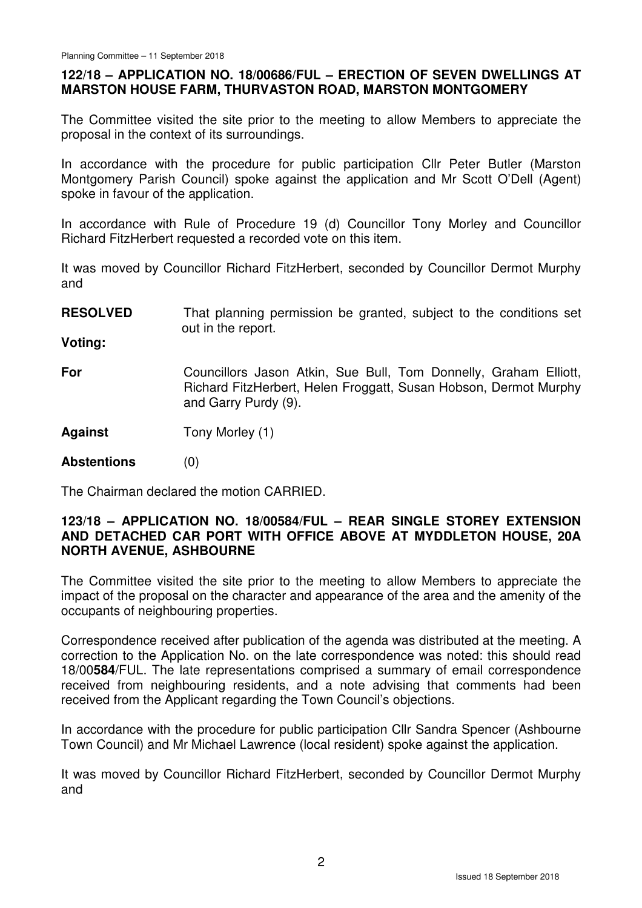## 122/18 – APPLICATION NO. 18/00686/FUL – ERECTION OF SEVEN DWELLINGS AT MARSTON HOUSE FARM, THURVASTON ROAD, MARSTON MONTGOMERY

The Committee visited the site prior to the meeting to allow Members to appreciate the proposal in the context of its surroundings.

In accordance with the procedure for public participation Cllr Peter Butler (Marston Montgomery Parish Council) spoke against the application and Mr Scott O'Dell (Agent) spoke in favour of the application.

In accordance with Rule of Procedure 19 (d) Councillor Tony Morley and Councillor Richard FitzHerbert requested a recorded vote on this item.

It was moved by Councillor Richard FitzHerbert, seconded by Councillor Dermot Murphy and

**RESOLVED** That planning permission be granted, subject to the conditions set out in the report.

**Voting:**

**For** Councillors Jason Atkin, Sue Bull, Tom Donnelly, Graham Elliott, Richard FitzHerbert, Helen Froggatt, Susan Hobson, Dermot Murphy and Garry Purdy (9).

**Against** Tony Morley (1)

**Abstentions** (0)

The Chairman declared the motion CARRIED.

## 123/18 – APPLICATION NO. 18/00584/FUL – REAR SINGLE STOREY EXTENSION AND DETACHED CAR PORT WITH OFFICE ABOVE AT MYDDLETON HOUSE, 20A NORTH AVENUE, ASHBOURNE

The Committee visited the site prior to the meeting to allow Members to appreciate the impact of the proposal on the character and appearance of the area and the amenity of the occupants of neighbouring properties.

Correspondence received after publication of the agenda was distributed at the meeting. A correction to the Application No. on the late correspondence was noted: this should read 18/00**584**/FUL. The late representations comprised a summary of email correspondence received from neighbouring residents, and a note advising that comments had been received from the Applicant regarding the Town Council's objections.

In accordance with the procedure for public participation Cllr Sandra Spencer (Ashbourne Town Council) and Mr Michael Lawrence (local resident) spoke against the application.

It was moved by Councillor Richard FitzHerbert, seconded by Councillor Dermot Murphy and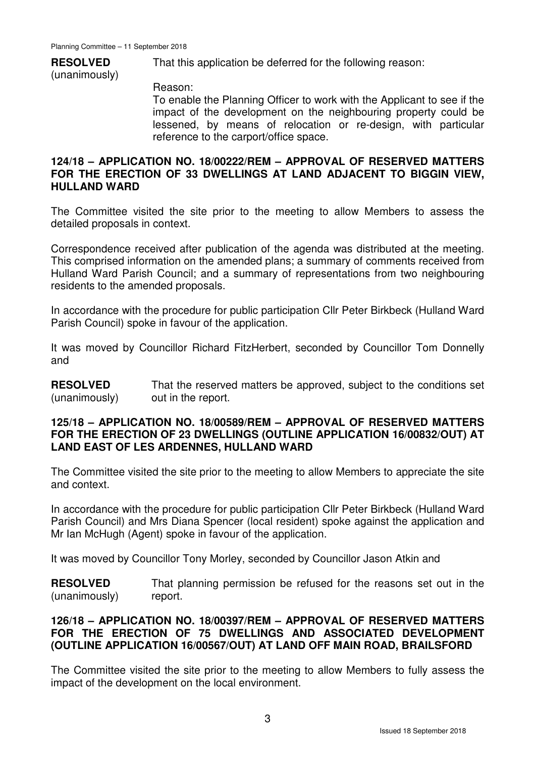**RESOLVED** (unanimously)

That this application be deferred for the following reason:

Reason:
To enable the Planning Officer to work with the Applicant to see if the impact of the development on the neighbouring property could be lessened, by means of relocation or re-design, with particular reference to the carport/office space.

## 124/18 – APPLICATION NO. 18/00222/REM – APPROVAL OF RESERVED MATTERS FOR THE ERECTION OF 33 DWELLINGS AT LAND ADJACENT TO BIGGIN VIEW, HULLAND WARD

The Committee visited the site prior to the meeting to allow Members to assess the detailed proposals in context.

Correspondence received after publication of the agenda was distributed at the meeting. This comprised information on the amended plans; a summary of comments received from Hulland Ward Parish Council; and a summary of representations from two neighbouring residents to the amended proposals.

In accordance with the procedure for public participation Cllr Peter Birkbeck (Hulland Ward Parish Council) spoke in favour of the application.

It was moved by Councillor Richard FitzHerbert, seconded by Councillor Tom Donnelly and

**RESOLVED** (unanimously)

That the reserved matters be approved, subject to the conditions set out in the report.

## 125/18 – APPLICATION NO. 18/00589/REM – APPROVAL OF RESERVED MATTERS FOR THE ERECTION OF 23 DWELLINGS (OUTLINE APPLICATION 16/00832/OUT) AT LAND EAST OF LES ARDENNES, HULLAND WARD

The Committee visited the site prior to the meeting to allow Members to appreciate the site and context.

In accordance with the procedure for public participation Cllr Peter Birkbeck (Hulland Ward Parish Council) and Mrs Diana Spencer (local resident) spoke against the application and Mr Ian McHugh (Agent) spoke in favour of the application.

It was moved by Councillor Tony Morley, seconded by Councillor Jason Atkin and

**RESOLVED** (unanimously)

That planning permission be refused for the reasons set out in the report.

## 126/18 – APPLICATION NO. 18/00397/REM – APPROVAL OF RESERVED MATTERS FOR THE ERECTION OF 75 DWELLINGS AND ASSOCIATED DEVELOPMENT (OUTLINE APPLICATION 16/00567/OUT) AT LAND OFF MAIN ROAD, BRAILSFORD

The Committee visited the site prior to the meeting to allow Members to fully assess the impact of the development on the local environment.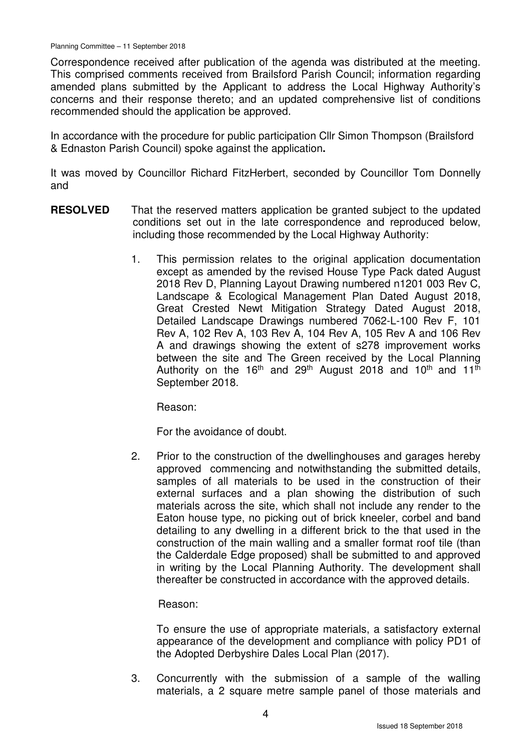Correspondence received after publication of the agenda was distributed at the meeting. This comprised comments received from Brailsford Parish Council; information regarding amended plans submitted by the Applicant to address the Local Highway Authority's concerns and their response thereto; and an updated comprehensive list of conditions recommended should the application be approved.

In accordance with the procedure for public participation Cllr Simon Thompson (Brailsford & Ednaston Parish Council) spoke against the application**.**

It was moved by Councillor Richard FitzHerbert, seconded by Councillor Tom Donnelly and

**RESOLVED** That the reserved matters application be granted subject to the updated conditions set out in the late correspondence and reproduced below, including those recommended by the Local Highway Authority:

1. This permission relates to the original application documentation except as amended by the revised House Type Pack dated August 2018 Rev D, Planning Layout Drawing numbered n1201 003 Rev C, Landscape & Ecological Management Plan Dated August 2018, Great Crested Newt Mitigation Strategy Dated August 2018, Detailed Landscape Drawings numbered 7062-L-100 Rev F, 101 Rev A, 102 Rev A, 103 Rev A, 104 Rev A, 105 Rev A and 106 Rev A and drawings showing the extent of s278 improvement works between the site and The Green received by the Local Planning Authority on the 16th and 29th August 2018 and 10th and 11th September 2018.

   Reason:

   For the avoidance of doubt.

2. Prior to the construction of the dwellinghouses and garages hereby approved commencing and notwithstanding the submitted details, samples of all materials to be used in the construction of their external surfaces and a plan showing the distribution of such materials across the site, which shall not include any render to the Eaton house type, no picking out of brick kneeler, corbel and band detailing to any dwelling in a different brick to the that used in the construction of the main walling and a smaller format roof tile (than the Calderdale Edge proposed) shall be submitted to and approved in writing by the Local Planning Authority. The development shall thereafter be constructed in accordance with the approved details.

   Reason:

   To ensure the use of appropriate materials, a satisfactory external appearance of the development and compliance with policy PD1 of the Adopted Derbyshire Dales Local Plan (2017).

3. Concurrently with the submission of a sample of the walling materials, a 2 square metre sample panel of those materials and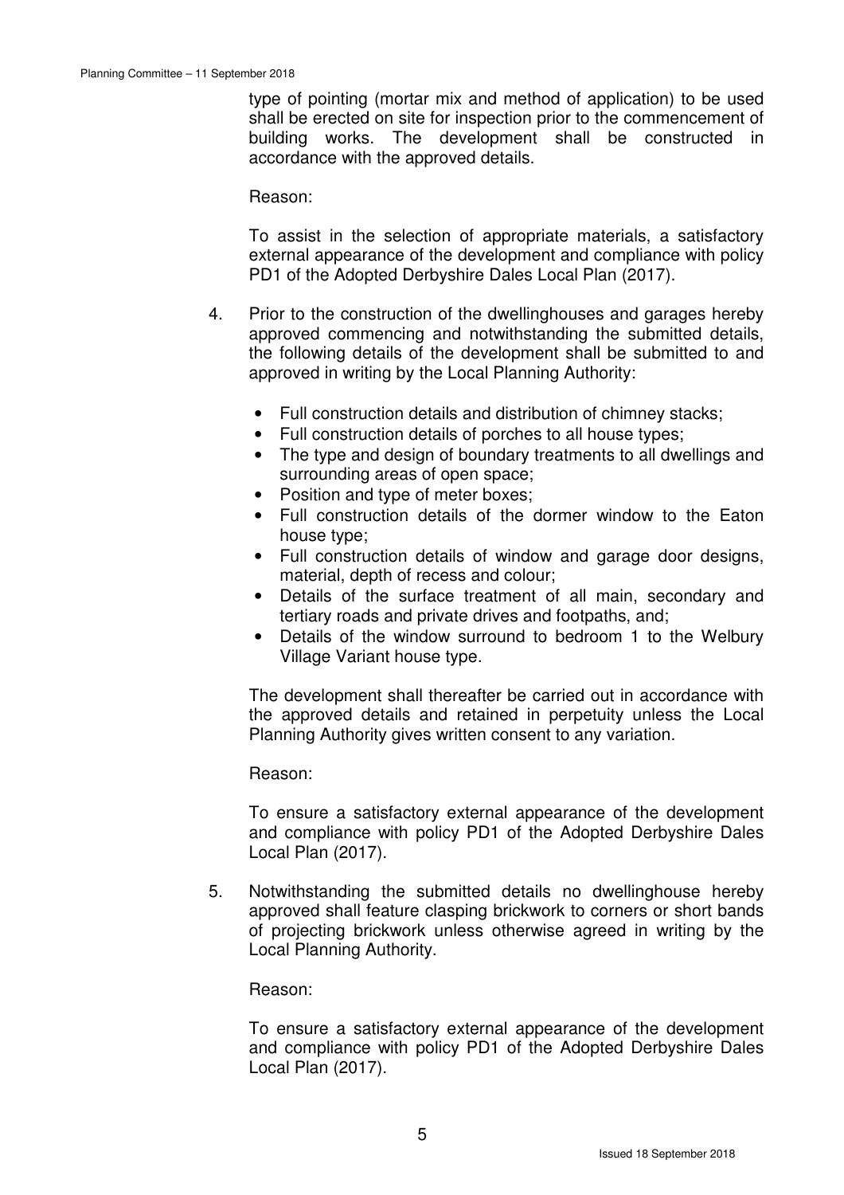type of pointing (mortar mix and method of application) to be used shall be erected on site for inspection prior to the commencement of building works. The development shall be constructed in accordance with the approved details.

Reason:

To assist in the selection of appropriate materials, a satisfactory external appearance of the development and compliance with policy PD1 of the Adopted Derbyshire Dales Local Plan (2017).

4. Prior to the construction of the dwellinghouses and garages hereby approved commencing and notwithstanding the submitted details, the following details of the development shall be submitted to and approved in writing by the Local Planning Authority:

   - Full construction details and distribution of chimney stacks;
   - Full construction details of porches to all house types;
   - The type and design of boundary treatments to all dwellings and surrounding areas of open space;
   - Position and type of meter boxes;
   - Full construction details of the dormer window to the Eaton house type;
   - Full construction details of window and garage door designs, material, depth of recess and colour;
   - Details of the surface treatment of all main, secondary and tertiary roads and private drives and footpaths, and;
   - Details of the window surround to bedroom 1 to the Welbury Village Variant house type.

   The development shall thereafter be carried out in accordance with the approved details and retained in perpetuity unless the Local Planning Authority gives written consent to any variation.

   Reason:

   To ensure a satisfactory external appearance of the development and compliance with policy PD1 of the Adopted Derbyshire Dales Local Plan (2017).

5. Notwithstanding the submitted details no dwellinghouse hereby approved shall feature clasping brickwork to corners or short bands of projecting brickwork unless otherwise agreed in writing by the Local Planning Authority.

   Reason:

   To ensure a satisfactory external appearance of the development and compliance with policy PD1 of the Adopted Derbyshire Dales Local Plan (2017).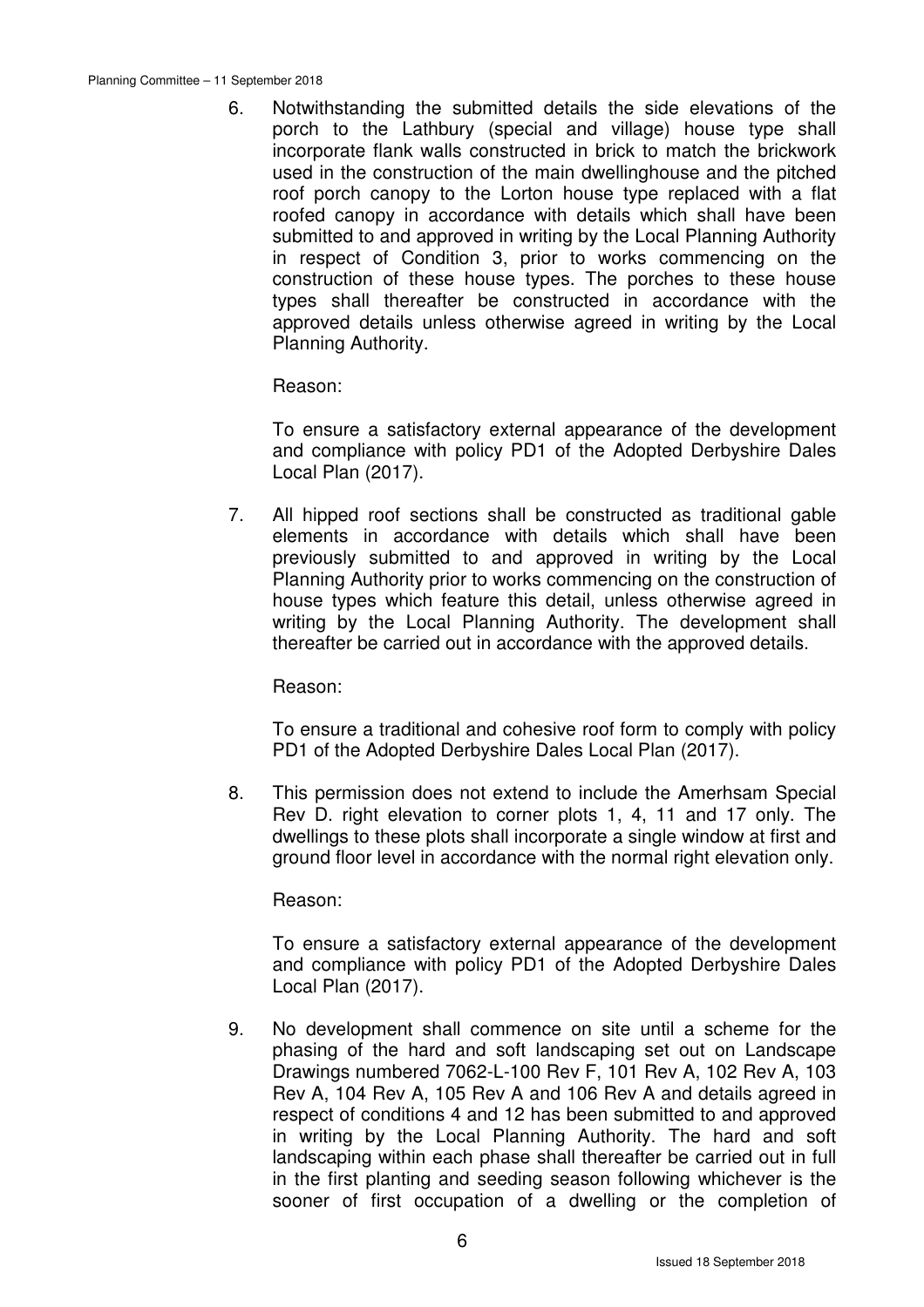6. Notwithstanding the submitted details the side elevations of the porch to the Lathbury (special and village) house type shall incorporate flank walls constructed in brick to match the brickwork used in the construction of the main dwellinghouse and the pitched roof porch canopy to the Lorton house type replaced with a flat roofed canopy in accordance with details which shall have been submitted to and approved in writing by the Local Planning Authority in respect of Condition 3, prior to works commencing on the construction of these house types. The porches to these house types shall thereafter be constructed in accordance with the approved details unless otherwise agreed in writing by the Local Planning Authority.

   Reason:

   To ensure a satisfactory external appearance of the development and compliance with policy PD1 of the Adopted Derbyshire Dales Local Plan (2017).

7. All hipped roof sections shall be constructed as traditional gable elements in accordance with details which shall have been previously submitted to and approved in writing by the Local Planning Authority prior to works commencing on the construction of house types which feature this detail, unless otherwise agreed in writing by the Local Planning Authority. The development shall thereafter be carried out in accordance with the approved details.

   Reason:

   To ensure a traditional and cohesive roof form to comply with policy PD1 of the Adopted Derbyshire Dales Local Plan (2017).

8. This permission does not extend to include the Amerhsam Special Rev D. right elevation to corner plots 1, 4, 11 and 17 only. The dwellings to these plots shall incorporate a single window at first and ground floor level in accordance with the normal right elevation only.

   Reason:

   To ensure a satisfactory external appearance of the development and compliance with policy PD1 of the Adopted Derbyshire Dales Local Plan (2017).

9. No development shall commence on site until a scheme for the phasing of the hard and soft landscaping set out on Landscape Drawings numbered 7062-L-100 Rev F, 101 Rev A, 102 Rev A, 103 Rev A, 104 Rev A, 105 Rev A and 106 Rev A and details agreed in respect of conditions 4 and 12 has been submitted to and approved in writing by the Local Planning Authority. The hard and soft landscaping within each phase shall thereafter be carried out in full in the first planting and seeding season following whichever is the sooner of first occupation of a dwelling or the completion of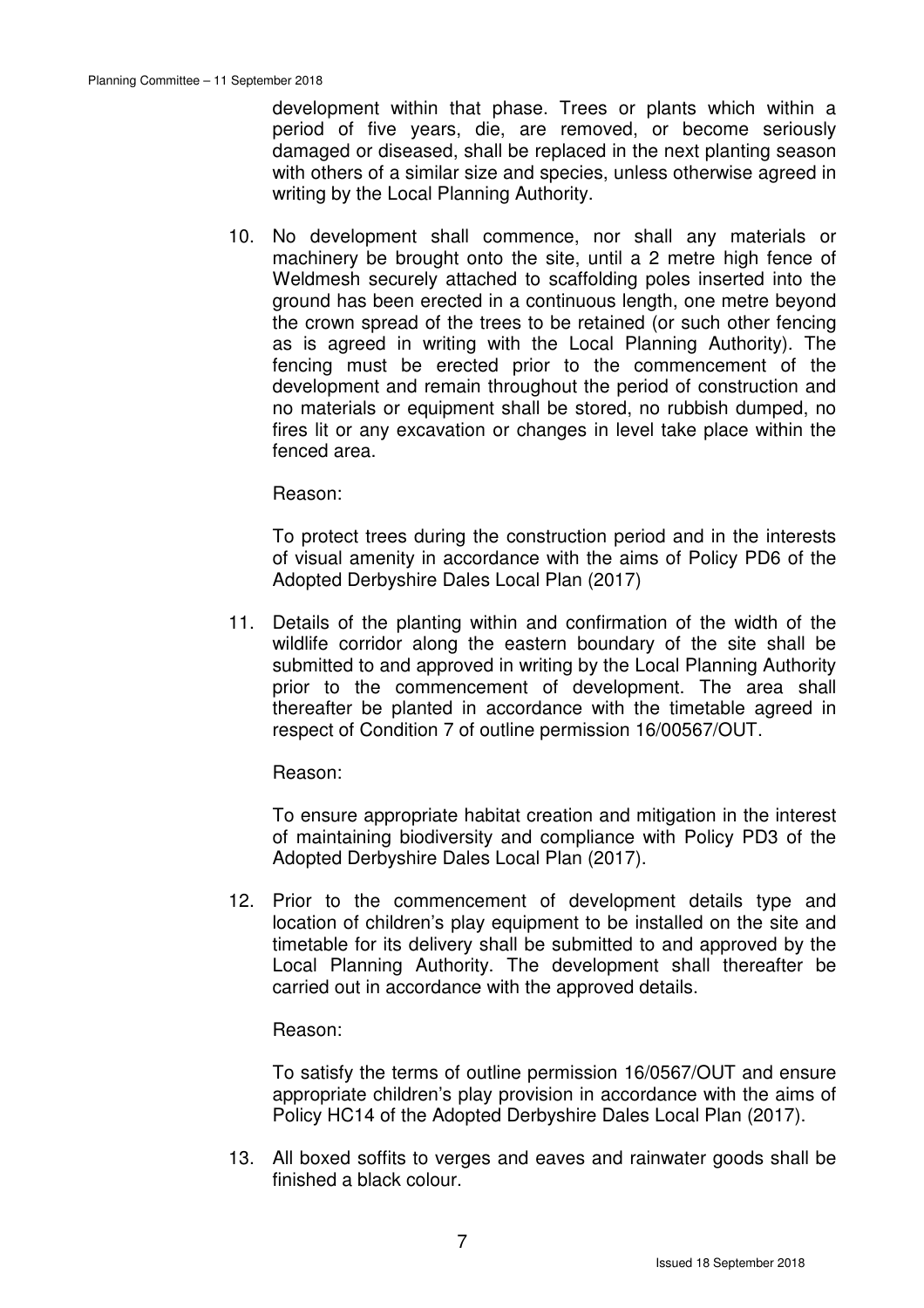development within that phase. Trees or plants which within a period of five years, die, are removed, or become seriously damaged or diseased, shall be replaced in the next planting season with others of a similar size and species, unless otherwise agreed in writing by the Local Planning Authority.

10. No development shall commence, nor shall any materials or machinery be brought onto the site, until a 2 metre high fence of Weldmesh securely attached to scaffolding poles inserted into the ground has been erected in a continuous length, one metre beyond the crown spread of the trees to be retained (or such other fencing as is agreed in writing with the Local Planning Authority). The fencing must be erected prior to the commencement of the development and remain throughout the period of construction and no materials or equipment shall be stored, no rubbish dumped, no fires lit or any excavation or changes in level take place within the fenced area.

    Reason:

    To protect trees during the construction period and in the interests of visual amenity in accordance with the aims of Policy PD6 of the Adopted Derbyshire Dales Local Plan (2017)

11. Details of the planting within and confirmation of the width of the wildlife corridor along the eastern boundary of the site shall be submitted to and approved in writing by the Local Planning Authority prior to the commencement of development. The area shall thereafter be planted in accordance with the timetable agreed in respect of Condition 7 of outline permission 16/00567/OUT.

    Reason:

    To ensure appropriate habitat creation and mitigation in the interest of maintaining biodiversity and compliance with Policy PD3 of the Adopted Derbyshire Dales Local Plan (2017).

12. Prior to the commencement of development details type and location of children's play equipment to be installed on the site and timetable for its delivery shall be submitted to and approved by the Local Planning Authority. The development shall thereafter be carried out in accordance with the approved details.

    Reason:

    To satisfy the terms of outline permission 16/0567/OUT and ensure appropriate children's play provision in accordance with the aims of Policy HC14 of the Adopted Derbyshire Dales Local Plan (2017).

13. All boxed soffits to verges and eaves and rainwater goods shall be finished a black colour.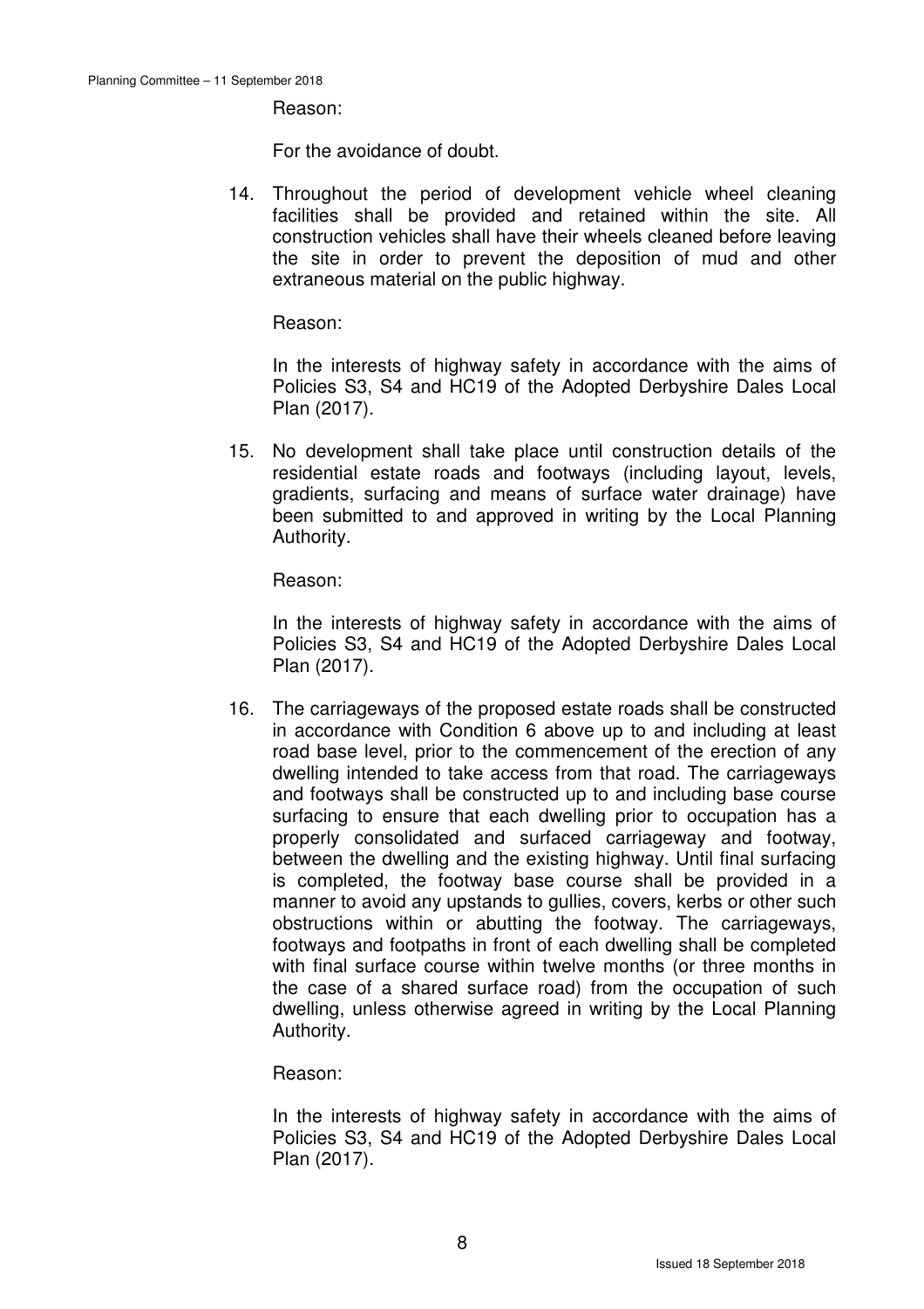Reason:

For the avoidance of doubt.

14. Throughout the period of development vehicle wheel cleaning facilities shall be provided and retained within the site. All construction vehicles shall have their wheels cleaned before leaving the site in order to prevent the deposition of mud and other extraneous material on the public highway.

    Reason:

    In the interests of highway safety in accordance with the aims of Policies S3, S4 and HC19 of the Adopted Derbyshire Dales Local Plan (2017).

15. No development shall take place until construction details of the residential estate roads and footways (including layout, levels, gradients, surfacing and means of surface water drainage) have been submitted to and approved in writing by the Local Planning Authority.

    Reason:

    In the interests of highway safety in accordance with the aims of Policies S3, S4 and HC19 of the Adopted Derbyshire Dales Local Plan (2017).

16. The carriageways of the proposed estate roads shall be constructed in accordance with Condition 6 above up to and including at least road base level, prior to the commencement of the erection of any dwelling intended to take access from that road. The carriageways and footways shall be constructed up to and including base course surfacing to ensure that each dwelling prior to occupation has a properly consolidated and surfaced carriageway and footway, between the dwelling and the existing highway. Until final surfacing is completed, the footway base course shall be provided in a manner to avoid any upstands to gullies, covers, kerbs or other such obstructions within or abutting the footway. The carriageways, footways and footpaths in front of each dwelling shall be completed with final surface course within twelve months (or three months in the case of a shared surface road) from the occupation of such dwelling, unless otherwise agreed in writing by the Local Planning Authority.

    Reason:

    In the interests of highway safety in accordance with the aims of Policies S3, S4 and HC19 of the Adopted Derbyshire Dales Local Plan (2017).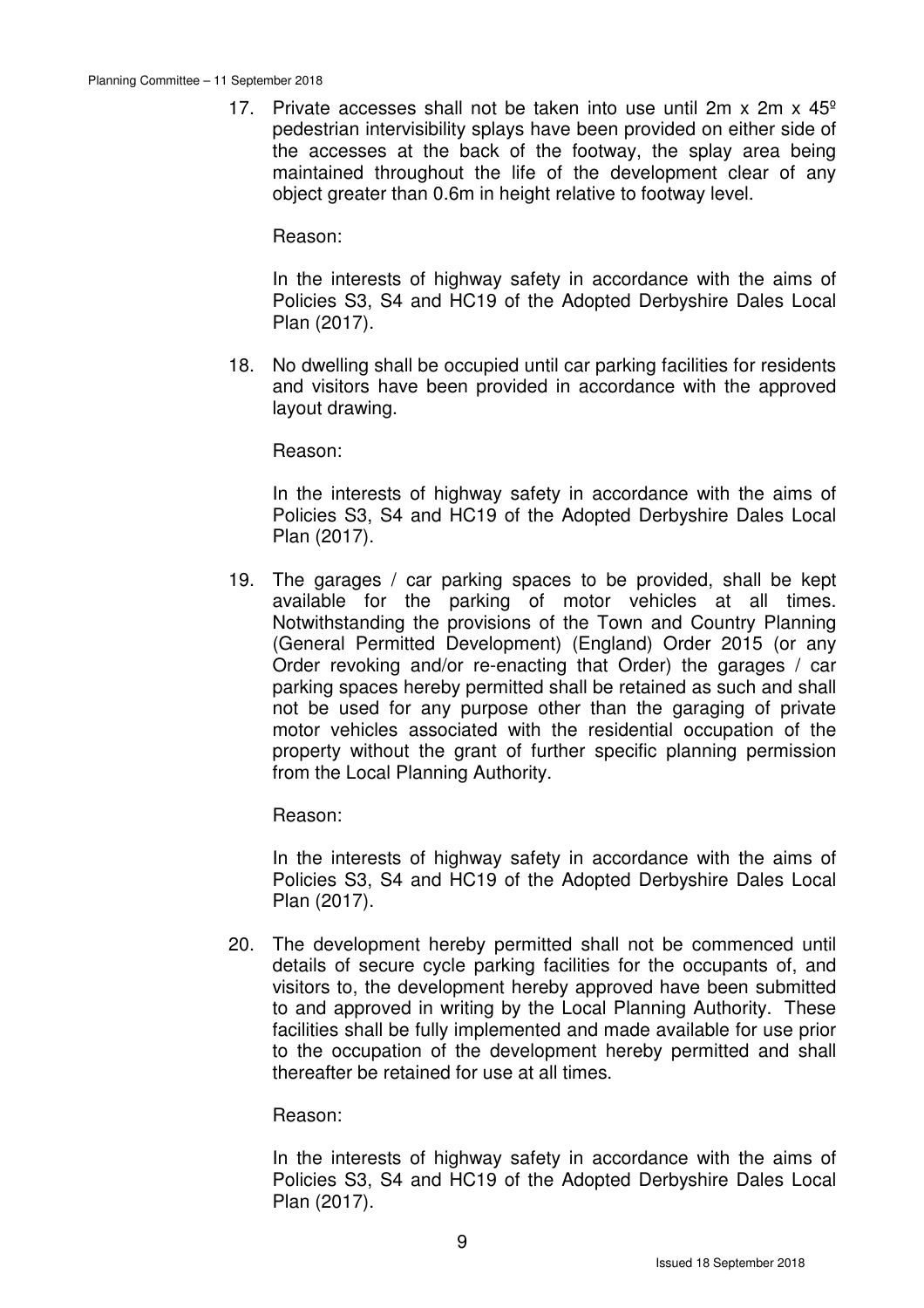17. Private accesses shall not be taken into use until 2m x 2m x 45º pedestrian intervisibility splays have been provided on either side of the accesses at the back of the footway, the splay area being maintained throughout the life of the development clear of any object greater than 0.6m in height relative to footway level.

    Reason:

    In the interests of highway safety in accordance with the aims of Policies S3, S4 and HC19 of the Adopted Derbyshire Dales Local Plan (2017).

18. No dwelling shall be occupied until car parking facilities for residents and visitors have been provided in accordance with the approved layout drawing.

    Reason:

    In the interests of highway safety in accordance with the aims of Policies S3, S4 and HC19 of the Adopted Derbyshire Dales Local Plan (2017).

19. The garages / car parking spaces to be provided, shall be kept available for the parking of motor vehicles at all times. Notwithstanding the provisions of the Town and Country Planning (General Permitted Development) (England) Order 2015 (or any Order revoking and/or re-enacting that Order) the garages / car parking spaces hereby permitted shall be retained as such and shall not be used for any purpose other than the garaging of private motor vehicles associated with the residential occupation of the property without the grant of further specific planning permission from the Local Planning Authority.

    Reason:

    In the interests of highway safety in accordance with the aims of Policies S3, S4 and HC19 of the Adopted Derbyshire Dales Local Plan (2017).

20. The development hereby permitted shall not be commenced until details of secure cycle parking facilities for the occupants of, and visitors to, the development hereby approved have been submitted to and approved in writing by the Local Planning Authority. These facilities shall be fully implemented and made available for use prior to the occupation of the development hereby permitted and shall thereafter be retained for use at all times.

    Reason:

    In the interests of highway safety in accordance with the aims of Policies S3, S4 and HC19 of the Adopted Derbyshire Dales Local Plan (2017).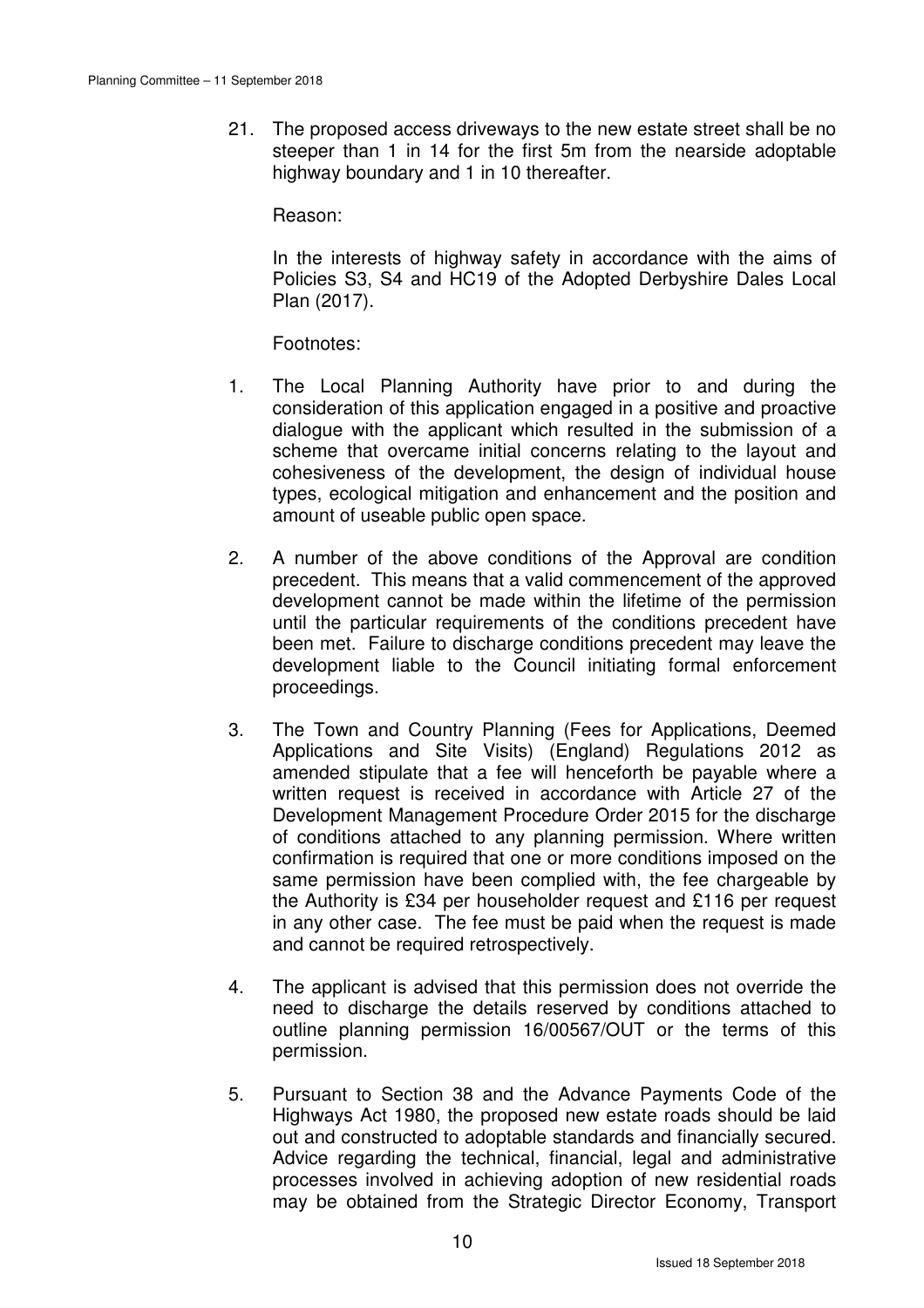21. The proposed access driveways to the new estate street shall be no steeper than 1 in 14 for the first 5m from the nearside adoptable highway boundary and 1 in 10 thereafter.

    Reason:

    In the interests of highway safety in accordance with the aims of Policies S3, S4 and HC19 of the Adopted Derbyshire Dales Local Plan (2017).

    Footnotes:

1. The Local Planning Authority have prior to and during the consideration of this application engaged in a positive and proactive dialogue with the applicant which resulted in the submission of a scheme that overcame initial concerns relating to the layout and cohesiveness of the development, the design of individual house types, ecological mitigation and enhancement and the position and amount of useable public open space.

2. A number of the above conditions of the Approval are condition precedent. This means that a valid commencement of the approved development cannot be made within the lifetime of the permission until the particular requirements of the conditions precedent have been met. Failure to discharge conditions precedent may leave the development liable to the Council initiating formal enforcement proceedings.

3. The Town and Country Planning (Fees for Applications, Deemed Applications and Site Visits) (England) Regulations 2012 as amended stipulate that a fee will henceforth be payable where a written request is received in accordance with Article 27 of the Development Management Procedure Order 2015 for the discharge of conditions attached to any planning permission. Where written confirmation is required that one or more conditions imposed on the same permission have been complied with, the fee chargeable by the Authority is £34 per householder request and £116 per request in any other case. The fee must be paid when the request is made and cannot be required retrospectively.

4. The applicant is advised that this permission does not override the need to discharge the details reserved by conditions attached to outline planning permission 16/00567/OUT or the terms of this permission.

5. Pursuant to Section 38 and the Advance Payments Code of the Highways Act 1980, the proposed new estate roads should be laid out and constructed to adoptable standards and financially secured. Advice regarding the technical, financial, legal and administrative processes involved in achieving adoption of new residential roads may be obtained from the Strategic Director Economy, Transport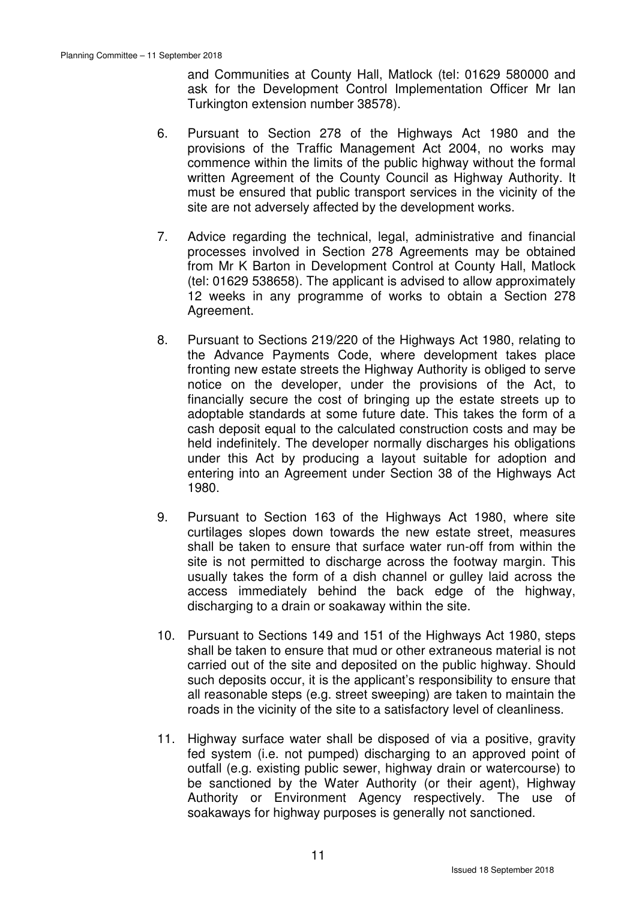and Communities at County Hall, Matlock (tel: 01629 580000 and ask for the Development Control Implementation Officer Mr Ian Turkington extension number 38578).

6. Pursuant to Section 278 of the Highways Act 1980 and the provisions of the Traffic Management Act 2004, no works may commence within the limits of the public highway without the formal written Agreement of the County Council as Highway Authority. It must be ensured that public transport services in the vicinity of the site are not adversely affected by the development works.

7. Advice regarding the technical, legal, administrative and financial processes involved in Section 278 Agreements may be obtained from Mr K Barton in Development Control at County Hall, Matlock (tel: 01629 538658). The applicant is advised to allow approximately 12 weeks in any programme of works to obtain a Section 278 Agreement.

8. Pursuant to Sections 219/220 of the Highways Act 1980, relating to the Advance Payments Code, where development takes place fronting new estate streets the Highway Authority is obliged to serve notice on the developer, under the provisions of the Act, to financially secure the cost of bringing up the estate streets up to adoptable standards at some future date. This takes the form of a cash deposit equal to the calculated construction costs and may be held indefinitely. The developer normally discharges his obligations under this Act by producing a layout suitable for adoption and entering into an Agreement under Section 38 of the Highways Act 1980.

9. Pursuant to Section 163 of the Highways Act 1980, where site curtilages slopes down towards the new estate street, measures shall be taken to ensure that surface water run-off from within the site is not permitted to discharge across the footway margin. This usually takes the form of a dish channel or gulley laid across the access immediately behind the back edge of the highway, discharging to a drain or soakaway within the site.

10. Pursuant to Sections 149 and 151 of the Highways Act 1980, steps shall be taken to ensure that mud or other extraneous material is not carried out of the site and deposited on the public highway. Should such deposits occur, it is the applicant's responsibility to ensure that all reasonable steps (e.g. street sweeping) are taken to maintain the roads in the vicinity of the site to a satisfactory level of cleanliness.

11. Highway surface water shall be disposed of via a positive, gravity fed system (i.e. not pumped) discharging to an approved point of outfall (e.g. existing public sewer, highway drain or watercourse) to be sanctioned by the Water Authority (or their agent), Highway Authority or Environment Agency respectively. The use of soakaways for highway purposes is generally not sanctioned.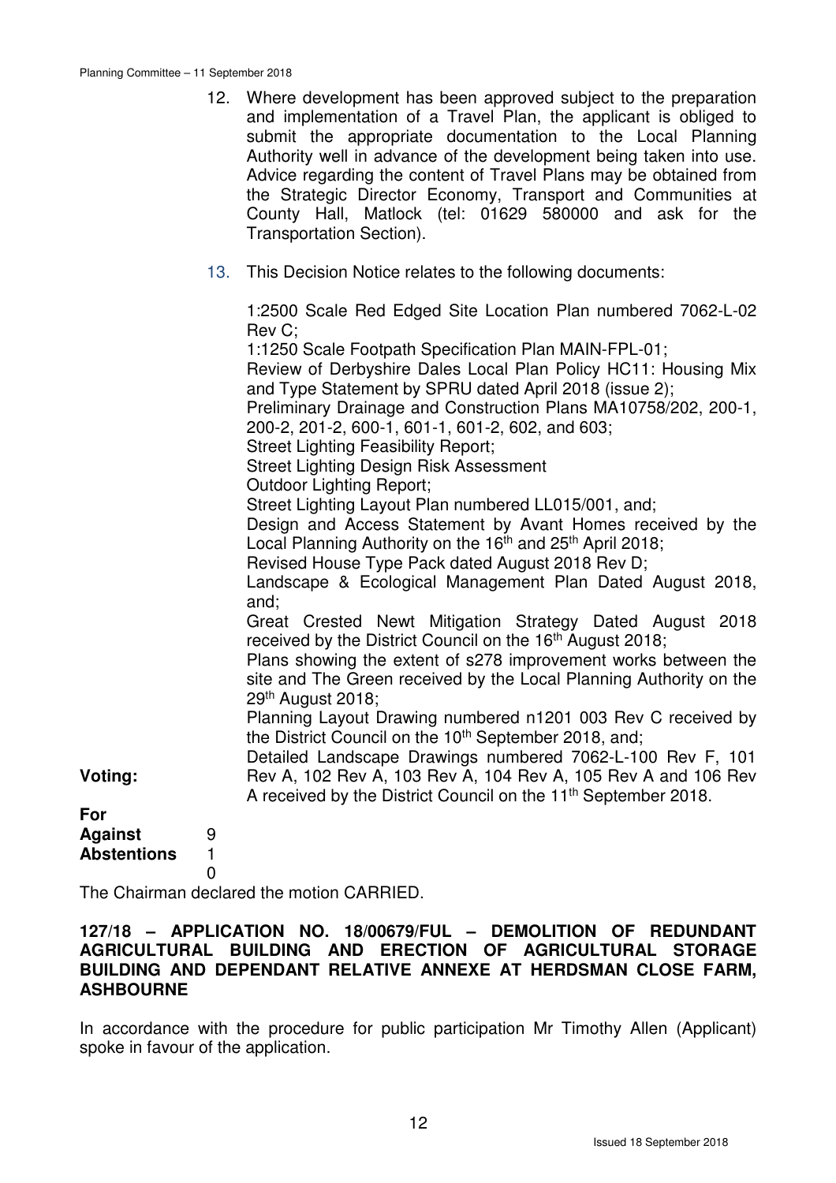12. Where development has been approved subject to the preparation and implementation of a Travel Plan, the applicant is obliged to submit the appropriate documentation to the Local Planning Authority well in advance of the development being taken into use. Advice regarding the content of Travel Plans may be obtained from the Strategic Director Economy, Transport and Communities at County Hall, Matlock (tel: 01629 580000 and ask for the Transportation Section).

13. This Decision Notice relates to the following documents:

    1:2500 Scale Red Edged Site Location Plan numbered 7062-L-02 Rev C;
    1:1250 Scale Footpath Specification Plan MAIN-FPL-01;
    Review of Derbyshire Dales Local Plan Policy HC11: Housing Mix and Type Statement by SPRU dated April 2018 (issue 2);
    Preliminary Drainage and Construction Plans MA10758/202, 200-1, 200-2, 201-2, 600-1, 601-1, 601-2, 602, and 603;
    Street Lighting Feasibility Report;
    Street Lighting Design Risk Assessment
    Outdoor Lighting Report;
    Street Lighting Layout Plan numbered LL015/001, and;
    Design and Access Statement by Avant Homes received by the Local Planning Authority on the 16th and 25th April 2018;
    Revised House Type Pack dated August 2018 Rev D;
    Landscape & Ecological Management Plan Dated August 2018, and;
    Great Crested Newt Mitigation Strategy Dated August 2018 received by the District Council on the 16th August 2018;
    Plans showing the extent of s278 improvement works between the site and The Green received by the Local Planning Authority on the 29th August 2018;
    Planning Layout Drawing numbered n1201 003 Rev C received by the District Council on the 10th September 2018, and;
    Detailed Landscape Drawings numbered 7062-L-100 Rev F, 101 Rev A, 102 Rev A, 103 Rev A, 104 Rev A, 105 Rev A and 106 Rev A received by the District Council on the 11th September 2018.

**Voting:**

| | |
|---|---|
| **For** | 9 |
| **Against** | 1 |
| **Abstentions** | 0 |

The Chairman declared the motion CARRIED.

**127/18 – APPLICATION NO. 18/00679/FUL – DEMOLITION OF REDUNDANT AGRICULTURAL BUILDING AND ERECTION OF AGRICULTURAL STORAGE BUILDING AND DEPENDANT RELATIVE ANNEXE AT HERDSMAN CLOSE FARM, ASHBOURNE**

In accordance with the procedure for public participation Mr Timothy Allen (Applicant) spoke in favour of the application.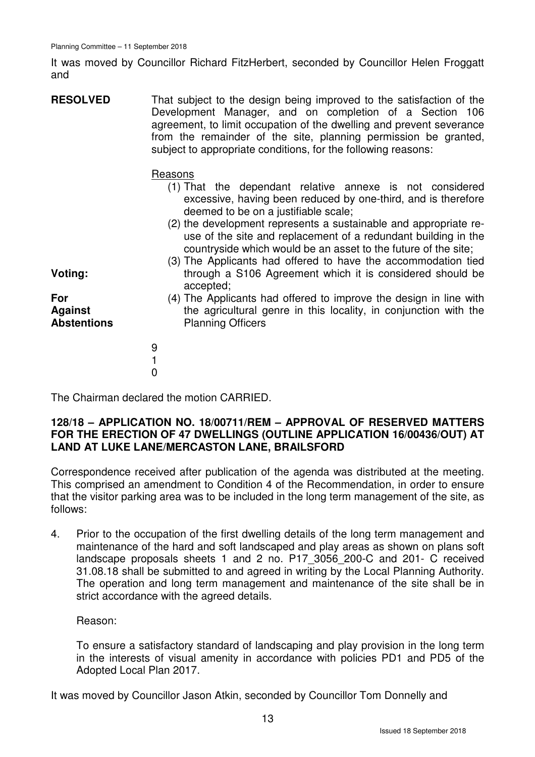It was moved by Councillor Richard FitzHerbert, seconded by Councillor Helen Froggatt and

**RESOLVED** That subject to the design being improved to the satisfaction of the Development Manager, and on completion of a Section 106 agreement, to limit occupation of the dwelling and prevent severance from the remainder of the site, planning permission be granted, subject to appropriate conditions, for the following reasons:

Reasons

(1) That the dependant relative annexe is not considered excessive, having been reduced by one-third, and is therefore deemed to be on a justifiable scale;
(2) the development represents a sustainable and appropriate re-use of the site and replacement of a redundant building in the countryside which would be an asset to the future of the site;
(3) The Applicants had offered to have the accommodation tied through a S106 Agreement which it is considered should be accepted;
(4) The Applicants had offered to improve the design in line with the agricultural genre in this locality, in conjunction with the Planning Officers

**Voting:**

| | |
|---|---|
| **For** | 9 |
| **Against** | 1 |
| **Abstentions** | 0 |

The Chairman declared the motion CARRIED.

**128/18 – APPLICATION NO. 18/00711/REM – APPROVAL OF RESERVED MATTERS FOR THE ERECTION OF 47 DWELLINGS (OUTLINE APPLICATION 16/00436/OUT) AT LAND AT LUKE LANE/MERCASTON LANE, BRAILSFORD**

Correspondence received after publication of the agenda was distributed at the meeting. This comprised an amendment to Condition 4 of the Recommendation, in order to ensure that the visitor parking area was to be included in the long term management of the site, as follows:

4. Prior to the occupation of the first dwelling details of the long term management and maintenance of the hard and soft landscaped and play areas as shown on plans soft landscape proposals sheets 1 and 2 no. P17_3056_200-C and 201- C received 31.08.18 shall be submitted to and agreed in writing by the Local Planning Authority. The operation and long term management and maintenance of the site shall be in strict accordance with the agreed details.

   Reason:

   To ensure a satisfactory standard of landscaping and play provision in the long term in the interests of visual amenity in accordance with policies PD1 and PD5 of the Adopted Local Plan 2017.

It was moved by Councillor Jason Atkin, seconded by Councillor Tom Donnelly and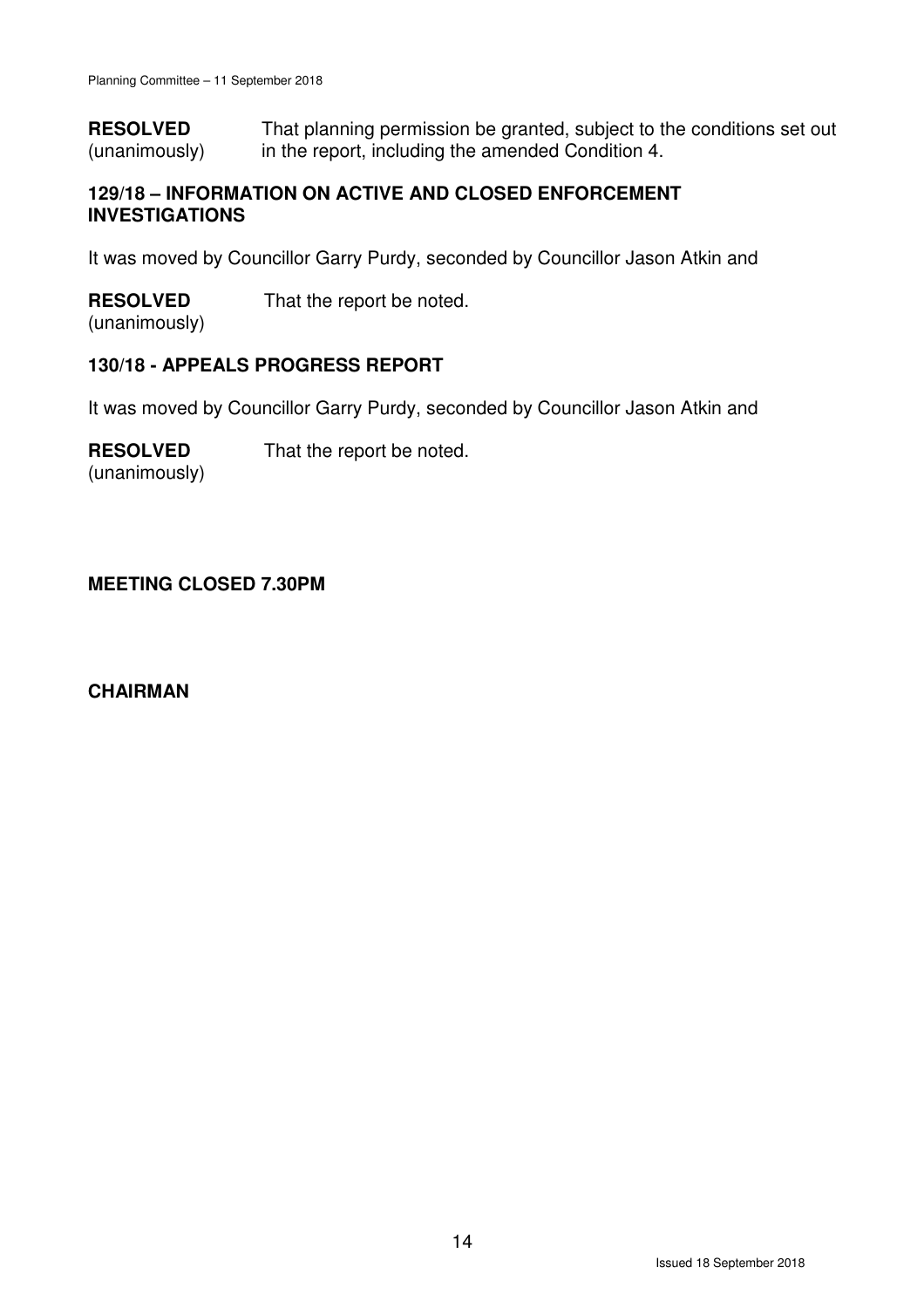**RESOLVED** (unanimously) That planning permission be granted, subject to the conditions set out in the report, including the amended Condition 4.

## 129/18 – INFORMATION ON ACTIVE AND CLOSED ENFORCEMENT INVESTIGATIONS

It was moved by Councillor Garry Purdy, seconded by Councillor Jason Atkin and

**RESOLVED** (unanimously) That the report be noted.

## 130/18 - APPEALS PROGRESS REPORT

It was moved by Councillor Garry Purdy, seconded by Councillor Jason Atkin and

**RESOLVED** (unanimously) That the report be noted.

**MEETING CLOSED 7.30PM**

**CHAIRMAN**

Issued 18 September 2018